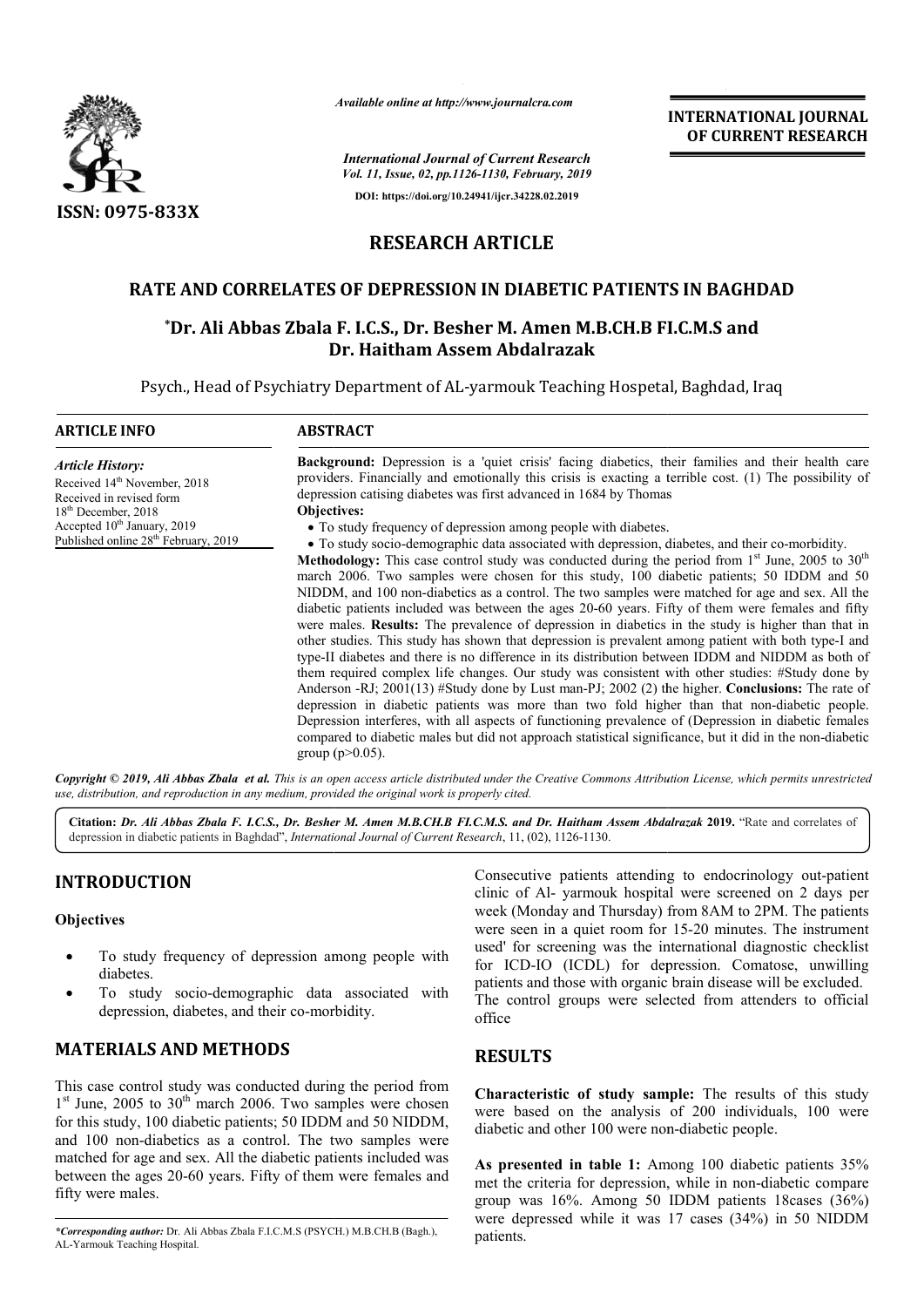*Available online at http://www.journalcra.com*

*International Journal of Current Research*
*Vol. 11, Issue, 02, pp.1126-1130, February, 2019*

**DOI: https://doi.org/10.24941/ijcr.34228.02.2019**

**INTERNATIONAL JOURNAL OF CURRENT RESEARCH**

**ISSN: 0975-833X**

# RESEARCH ARTICLE

## RATE AND CORRELATES OF DEPRESSION IN DIABETIC PATIENTS IN BAGHDAD

**\*Dr. Ali Abbas Zbala F. I.C.S., Dr. Besher M. Amen M.B.CH.B FI.C.M.S and Dr. Haitham Assem Abdalrazak**

Psych., Head of Psychiatry Department of AL-yarmouk Teaching Hospetal, Baghdad, Iraq

### ARTICLE INFO

*Article History:*
Received 14th November, 2018
Received in revised form
18th December, 2018
Accepted 10th January, 2019
Published online 28th February, 2019

### ABSTRACT

**Background:** Depression is a 'quiet crisis' facing diabetics, their families and their health care providers. Financially and emotionally this crisis is exacting a terrible cost. (1) The possibility of depression catising diabetes was first advanced in 1684 by Thomas

**Objectives:**

- To study frequency of depression among people with diabetes.
- To study socio-demographic data associated with depression, diabetes, and their co-morbidity.

**Methodology:** This case control study was conducted during the period from 1st June, 2005 to 30th march 2006. Two samples were chosen for this study, 100 diabetic patients; 50 IDDM and 50 NIDDM, and 100 non-diabetics as a control. The two samples were matched for age and sex. All the diabetic patients included was between the ages 20-60 years. Fifty of them were females and fifty were males. **Results:** The prevalence of depression in diabetics in the study is higher than that in other studies. This study has shown that depression is prevalent among patient with both type-I and type-II diabetes and there is no difference in its distribution between IDDM and NIDDM as both of them required complex life changes. Our study was consistent with other studies: #Study done by Anderson -RJ; 2001(13) #Study done by Lust man-PJ; 2002 (2) the higher. **Conclusions:** The rate of depression in diabetic patients was more than two fold higher than that non-diabetic people. Depression interferes, with all aspects of functioning prevalence of (Depression in diabetic females compared to diabetic males but did not approach statistical significance, but it did in the non-diabetic group ($p>0.05$).

*Copyright © 2019, Ali Abbas Zbala et al. This is an open access article distributed under the Creative Commons Attribution License, which permits unrestricted use, distribution, and reproduction in any medium, provided the original work is properly cited.*

**Citation:** *Dr. Ali Abbas Zbala F. I.C.S., Dr. Besher M. Amen M.B.CH.B FI.C.M.S. and Dr. Haitham Assem Abdalrazak* **2019.** "Rate and correlates of depression in diabetic patients in Baghdad", *International Journal of Current Research*, 11, (02), 1126-1130.

## INTRODUCTION

### Objectives

- To study frequency of depression among people with diabetes.
- To study socio-demographic data associated with depression, diabetes, and their co-morbidity.

## MATERIALS AND METHODS

This case control study was conducted during the period from 1st June, 2005 to 30th march 2006. Two samples were chosen for this study, 100 diabetic patients; 50 IDDM and 50 NIDDM, and 100 non-diabetics as a control. The two samples were matched for age and sex. All the diabetic patients included was between the ages 20-60 years. Fifty of them were females and fifty were males.

Consecutive patients attending to endocrinology out-patient clinic of Al- yarmouk hospital were screened on 2 days per week (Monday and Thursday) from 8AM to 2PM. The patients were seen in a quiet room for 15-20 minutes. The instrument used' for screening was the international diagnostic checklist for ICD-IO (ICDL) for depression. Comatose, unwilling patients and those with organic brain disease will be excluded. The control groups were selected from attenders to official office

## RESULTS

**Characteristic of study sample:** The results of this study were based on the analysis of 200 individuals, 100 were diabetic and other 100 were non-diabetic people.

**As presented in table 1:** Among 100 diabetic patients 35% met the criteria for depression, while in non-diabetic compare group was 16%. Among 50 IDDM patients 18cases (36%) were depressed while it was 17 cases (34%) in 50 NIDDM patients.

---

*\*Corresponding author:* Dr. Ali Abbas Zbala F.I.C.M.S (PSYCH.) M.B.CH.B (Bagh.), AL-Yarmouk Teaching Hospital.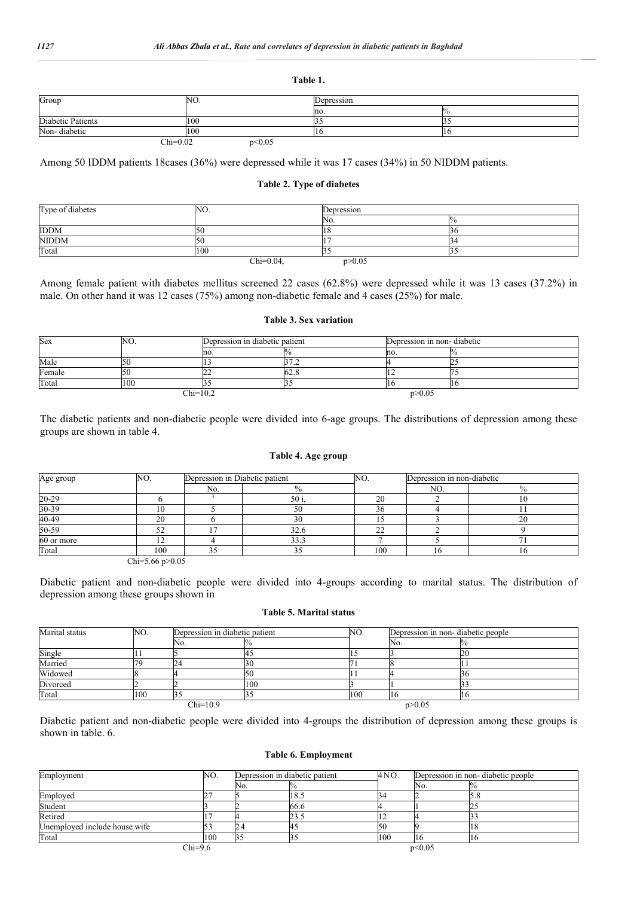**Table 1.**

| Group | NO. | Depression | |
|---|---|---|---|
| | | no. | % |
| Diabetic Patients | 100 | 35 | 35 |
| Non- diabetic | 100 | 16 | 16 |

Chi=0.02 p<0.05

Among 50 IDDM patients 18cases (36%) were depressed while it was 17 cases (34%) in 50 NIDDM patients.

**Table 2. Type of diabetes**

| Type of diabetes | NO. | Depression | |
|---|---|---|---|
| | | No. | % |
| IDDM | 50 | 18 | 36 |
| NIDDM | 50 | 17 | 34 |
| Total | 100 | 35 | 35 |

Chi=0.04, p>0.05

Among female patient with diabetes mellitus screened 22 cases (62.8%) were depressed while it was 13 cases (37.2%) in male. On other hand it was 12 cases (75%) among non-diabetic female and 4 cases (25%) for male.

**Table 3. Sex variation**

| Sex | NO. | Depression in diabetic patient | | Depression in non- diabetic | |
|---|---|---|---|---|---|
| | | no. | % | no. | % |
| Male | 50 | 13 | 37.2 | 4 | 25 |
| Female | 50 | 22 | 62.8 | 12 | 75 |
| Total | 100 | 35 | 35 | 16 | 16 |

Chi=10.2 p>0.05

The diabetic patients and non-diabetic people were divided into 6-age groups. The distributions of depression among these groups are shown in table 4.

**Table 4. Age group**

| Age group | NO. | Depression in Diabetic patient | | NO. | Depression in non-diabetic | |
|---|---|---|---|---|---|---|
| | | No. | % | | NO. | % |
| 20-29 | 6 | 3 | 50 i, | 20 | 2 | 10 |
| 30-39 | 10 | 5 | 50 | 36 | 4 | 11 |
| 40-49 | 20 | 6 | 30 | 15 | 3 | 20 |
| 50-59 | 52 | 17 | 32.6 | 22 | 2 | 9 |
| 60 or more | 12 | 4 | 33.3 | 7 | 5 | 71 |
| Total | 100 | 35 | 35 | 100 | 16 | 16 |

Chi=5.66 p>0.05

Diabetic patient and non-diabetic people were divided into 4-groups according to marital status. The distribution of depression among these groups shown in

**Table 5. Marital status**

| Marital status | NO. | Depression in diabetic patient | | NO. | Depression in non- diabetic people | |
|---|---|---|---|---|---|---|
| | | No. | % | | No. | % |
| Single | 11 | 5 | 45 | 15 | 3 | 20 |
| Married | 79 | 24 | 30 | 71 | 8 | 11 |
| Widowed | 8 | 4 | 50 | 11 | 4 | 36 |
| Divorced | 2 | 2 | 100 | 3 | 1 | 33 |
| Total | 100 | 35 | 35 | 100 | 16 | 16 |

Chi=10.9 p>0.05

Diabetic patient and non-diabetic people were divided into 4-groups the distribution of depression among these groups is shown in table. 6.

**Table 6. Employment**

| Employment | NO. | Depression in diabetic patient | | 4NO. | Depression in non- diabetic people | |
|---|---|---|---|---|---|---|
| | | No. | % | | No. | % |
| Employed | 27 | 5 | 18.5 | 34 | 2 | 5.8 |
| Student | 3 | 2 | 66.6 | 4 | 1 | 25 |
| Retired | 17 | 4 | 23.5 | 12 | 4 | 33 |
| Unemployed include house wife | 53 | 24 | 45 | 50 | 9 | 18 |
| Total | 100 | 35 | 35 | 100 | 16 | 16 |

Chi=9.6 p<0.05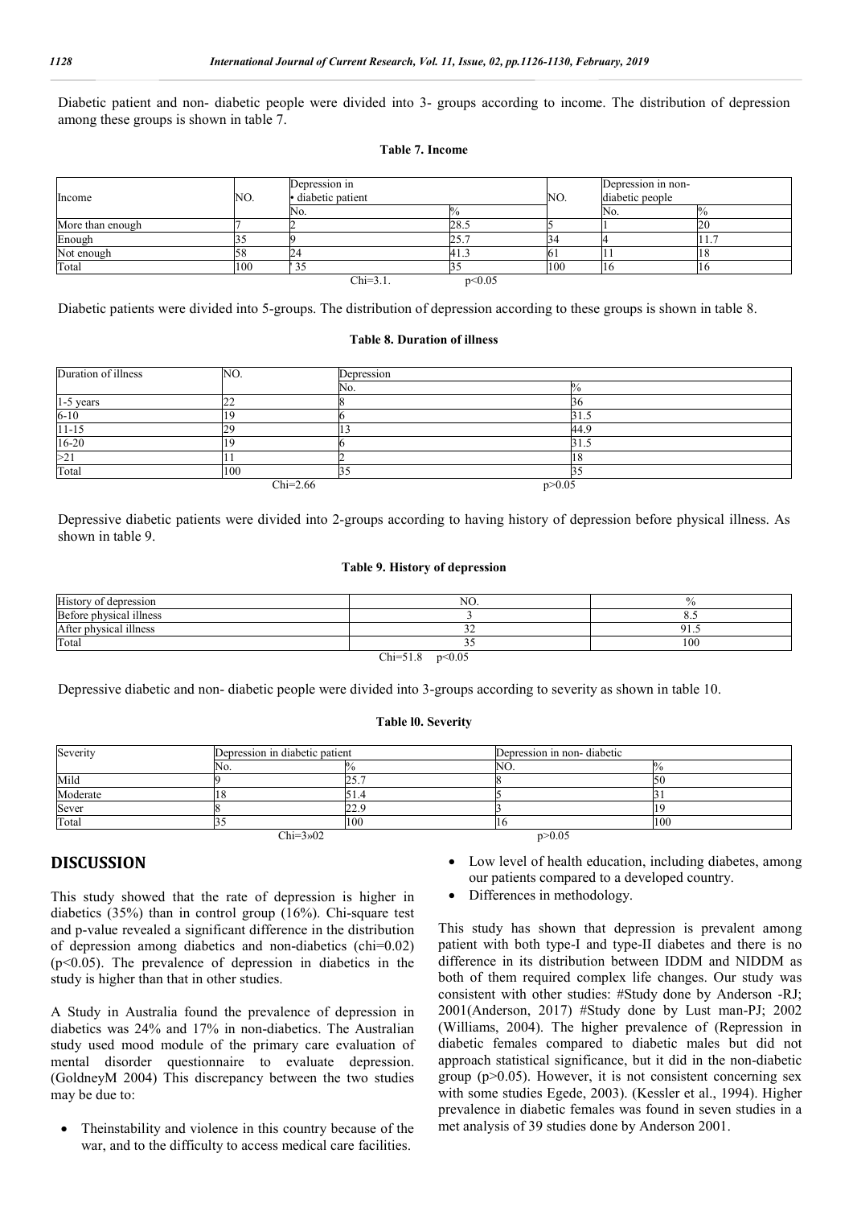Diabetic patient and non- diabetic people were divided into 3- groups according to income. The distribution of depression among these groups is shown in table 7.

**Table 7. Income**

| Income | NO. | Depression in • diabetic patient | | NO. | Depression in non-diabetic people | |
|---|---|---|---|---|---|---|
| | | No. | % | | No. | % |
| More than enough | 7 | 2 | 28.5 | 5 | 1 | 20 |
| Enough | 35 | 9 | 25.7 | 34 | 4 | 11.7 |
| Not enough | 58 | 24 | 41.3 | 61 | 11 | 18 |
| Total | 100 | ' 35 | 35 | 100 | 16 | 16 |

Chi=3.1. $p<0.05$

Diabetic patients were divided into 5-groups. The distribution of depression according to these groups is shown in table 8.

**Table 8. Duration of illness**

| Duration of illness | NO. | Depression | |
|---|---|---|---|
| | | No. | % |
| 1-5 years | 22 | 8 | 36 |
| 6-10 | 19 | 6 | 31.5 |
| 11-15 | 29 | 13 | 44.9 |
| 16-20 | 19 | 6 | 31.5 |
| >21 | 11 | 2 | 18 |
| Total | 100 | 35 | 35 |

Chi=2.66 $p>0.05$

Depressive diabetic patients were divided into 2-groups according to having history of depression before physical illness. As shown in table 9.

**Table 9. History of depression**

| History of depression | NO. | % |
|---|---|---|
| Before physical illness | 3 | 8.5 |
| After physical illness | 32 | 91.5 |
| Total | 35 | 100 |

Chi=51.8 $p<0.05$

Depressive diabetic and non- diabetic people were divided into 3-groups according to severity as shown in table 10.

**Table l0. Severity**

| Severity | Depression in diabetic patient | | Depression in non- diabetic | |
|---|---|---|---|---|
| | No. | % | NO. | % |
| Mild | 9 | 25.7 | 8 | 50 |
| Moderate | 18 | 51.4 | 5 | 31 |
| Sever | 8 | 22.9 | 3 | 19 |
| Total | 35 | 100 | 16 | 100 |

Chi=3»02 $p>0.05$

## DISCUSSION

This study showed that the rate of depression is higher in diabetics (35%) than in control group (16%). Chi-square test and p-value revealed a significant difference in the distribution of depression among diabetics and non-diabetics (chi=0.02) ($p<0.05$). The prevalence of depression in diabetics in the study is higher than that in other studies.

A Study in Australia found the prevalence of depression in diabetics was 24% and 17% in non-diabetics. The Australian study used mood module of the primary care evaluation of mental disorder questionnaire to evaluate depression. (GoldneyM 2004) This discrepancy between the two studies may be due to:

- Theinstability and violence in this country because of the war, and to the difficulty to access medical care facilities.
- Low level of health education, including diabetes, among our patients compared to a developed country.
- Differences in methodology.

This study has shown that depression is prevalent among patient with both type-I and type-II diabetes and there is no difference in its distribution between IDDM and NIDDM as both of them required complex life changes. Our study was consistent with other studies: #Study done by Anderson -RJ; 2001(Anderson, 2017) #Study done by Lust man-PJ; 2002 (Williams, 2004). The higher prevalence of (Repression in diabetic females compared to diabetic males but did not approach statistical significance, but it did in the non-diabetic group ($p>0.05$). However, it is not consistent concerning sex with some studies Egede, 2003). (Kessler et al., 1994). Higher prevalence in diabetic females was found in seven studies in a met analysis of 39 studies done by Anderson 2001.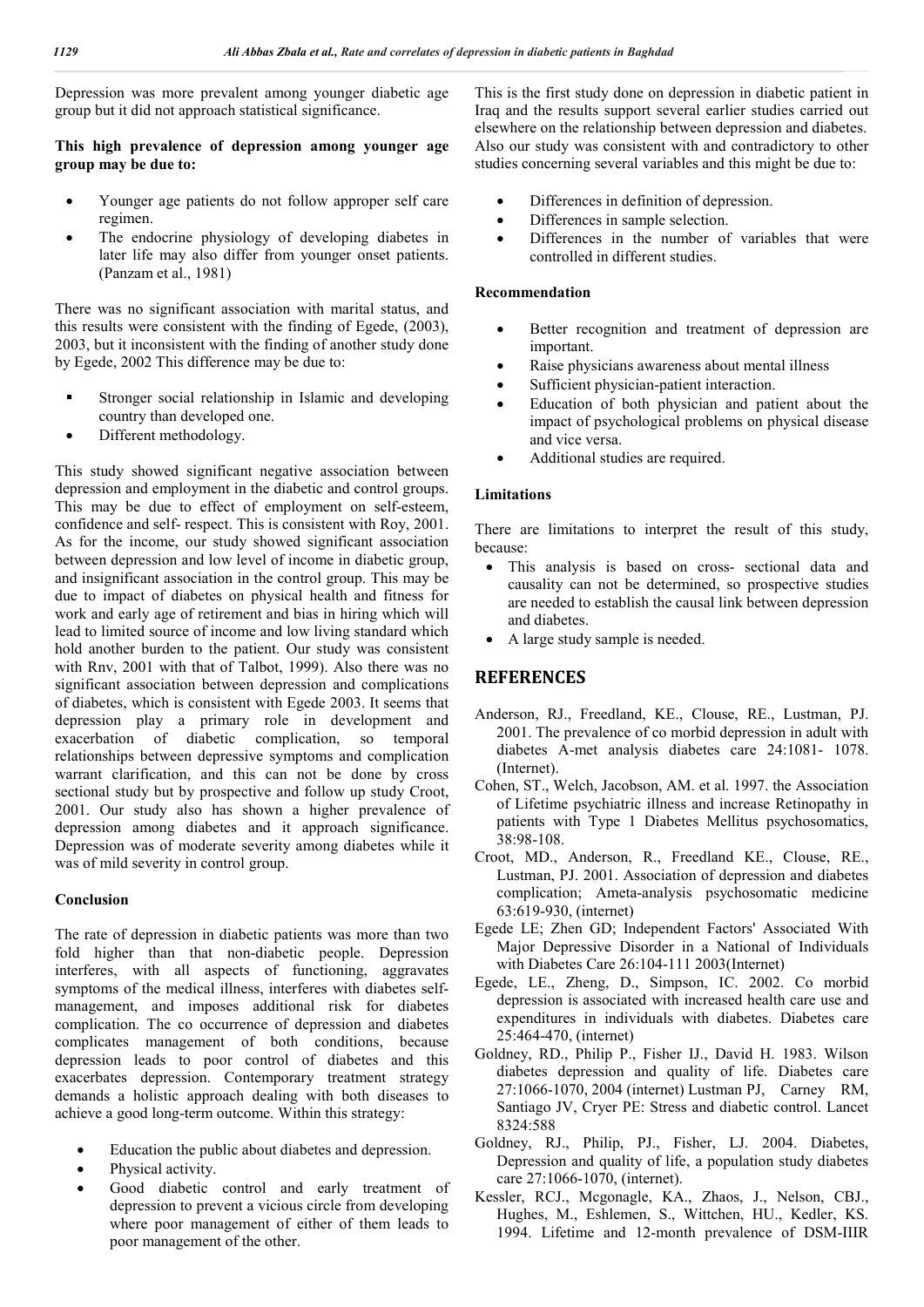Depression was more prevalent among younger diabetic age group but it did not approach statistical significance.

**This high prevalence of depression among younger age group may be due to:**

- Younger age patients do not follow approper self care regimen.
- The endocrine physiology of developing diabetes in later life may also differ from younger onset patients. (Panzam et al., 1981)

There was no significant association with marital status, and this results were consistent with the finding of Egede, (2003), 2003, but it inconsistent with the finding of another study done by Egede, 2002 This difference may be due to:

- Stronger social relationship in Islamic and developing country than developed one.
- Different methodology.

This study showed significant negative association between depression and employment in the diabetic and control groups. This may be due to effect of employment on self-esteem, confidence and self- respect. This is consistent with Roy, 2001. As for the income, our study showed significant association between depression and low level of income in diabetic group, and insignificant association in the control group. This may be due to impact of diabetes on physical health and fitness for work and early age of retirement and bias in hiring which will lead to limited source of income and low living standard which hold another burden to the patient. Our study was consistent with Rnv, 2001 with that of Talbot, 1999). Also there was no significant association between depression and complications of diabetes, which is consistent with Egede 2003. It seems that depression play a primary role in development and exacerbation of diabetic complication, so temporal relationships between depressive symptoms and complication warrant clarification, and this can not be done by cross sectional study but by prospective and follow up study Croot, 2001. Our study also has shown a higher prevalence of depression among diabetes and it approach significance. Depression was of moderate severity among diabetes while it was of mild severity in control group.

### Conclusion

The rate of depression in diabetic patients was more than two fold higher than that non-diabetic people. Depression interferes, with all aspects of functioning, aggravates symptoms of the medical illness, interferes with diabetes self-management, and imposes additional risk for diabetes complication. The co occurrence of depression and diabetes complicates management of both conditions, because depression leads to poor control of diabetes and this exacerbates depression. Contemporary treatment strategy demands a holistic approach dealing with both diseases to achieve a good long-term outcome. Within this strategy:

- Education the public about diabetes and depression.
- Physical activity.
- Good diabetic control and early treatment of depression to prevent a vicious circle from developing where poor management of either of them leads to poor management of the other.

This is the first study done on depression in diabetic patient in Iraq and the results support several earlier studies carried out elsewhere on the relationship between depression and diabetes. Also our study was consistent with and contradictory to other studies concerning several variables and this might be due to:

- Differences in definition of depression.
- Differences in sample selection.
- Differences in the number of variables that were controlled in different studies.

### Recommendation

- Better recognition and treatment of depression are important.
- Raise physicians awareness about mental illness
- Sufficient physician-patient interaction.
- Education of both physician and patient about the impact of psychological problems on physical disease and vice versa.
- Additional studies are required.

### Limitations

There are limitations to interpret the result of this study, because:

- This analysis is based on cross- sectional data and causality can not be determined, so prospective studies are needed to establish the causal link between depression and diabetes.
- A large study sample is needed.

## REFERENCES

Anderson, RJ., Freedland, KE., Clouse, RE., Lustman, PJ. 2001. The prevalence of co morbid depression in adult with diabetes A-met analysis diabetes care 24:1081- 1078. (Internet).

Cohen, ST., Welch, Jacobson, AM. et al. 1997. the Association of Lifetime psychiatric illness and increase Retinopathy in patients with Type 1 Diabetes Mellitus psychosomatics, 38:98-108.

Croot, MD., Anderson, R., Freedland KE., Clouse, RE., Lustman, PJ. 2001. Association of depression and diabetes complication; Ameta-analysis psychosomatic medicine 63:619-930, (internet)

Egede LE; Zhen GD; Independent Factors' Associated With Major Depressive Disorder in a National of Individuals with Diabetes Care 26:104-111 2003(Internet)

Egede, LE., Zheng, D., Simpson, IC. 2002. Co morbid depression is associated with increased health care use and expenditures in individuals with diabetes. Diabetes care 25:464-470, (internet)

Goldney, RD., Philip P., Fisher IJ., David H. 1983. Wilson diabetes depression and quality of life. Diabetes care 27:1066-1070, 2004 (internet) Lustman PJ, Carney RM, Santiago JV, Cryer PE: Stress and diabetic control. Lancet 8324:588

Goldney, RJ., Philip, PJ., Fisher, LJ. 2004. Diabetes, Depression and quality of life, a population study diabetes care 27:1066-1070, (internet).

Kessler, RCJ., Mcgonagle, KA., Zhaos, J., Nelson, CBJ., Hughes, M., Eshlemen, S., Wittchen, HU., Kedler, KS. 1994. Lifetime and 12-month prevalence of DSM-IIIR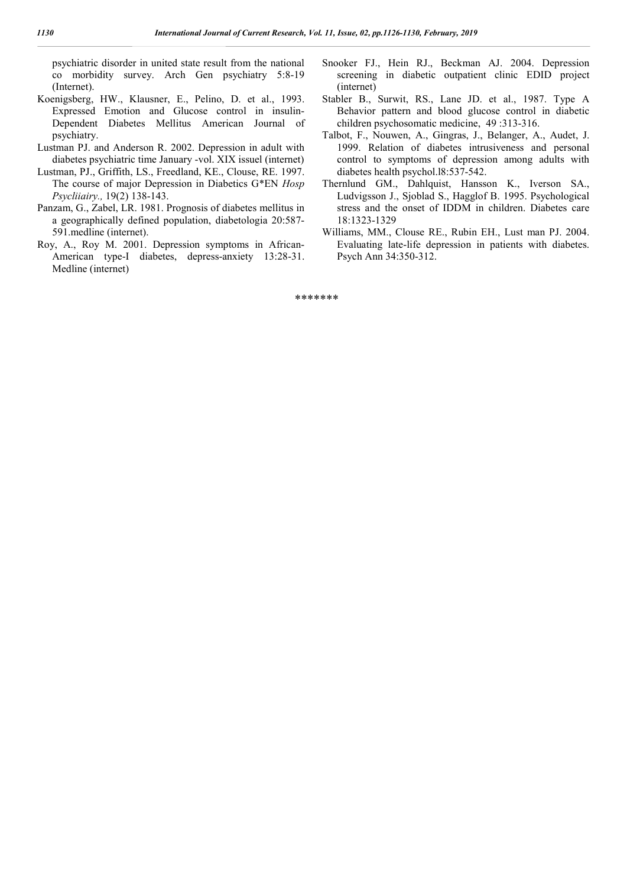psychiatric disorder in united state result from the national co morbidity survey. Arch Gen psychiatry 5:8-19 (Internet).

Koenigsberg, HW., Klausner, E., Pelino, D. et al., 1993. Expressed Emotion and Glucose control in insulin-Dependent Diabetes Mellitus American Journal of psychiatry.

Lustman PJ. and Anderson R. 2002. Depression in adult with diabetes psychiatric time January -vol. XIX issuel (internet)

Lustman, PJ., Griffith, LS., Freedland, KE., Clouse, RE. 1997. The course of major Depression in Diabetics G*EN *Hosp Psycliiairy.,* 19(2) 138-143.

Panzam, G., Zabel, LR. 1981. Prognosis of diabetes mellitus in a geographically defined population, diabetologia 20:587-591.medline (internet).

Roy, A., Roy M. 2001. Depression symptoms in African-American type-I diabetes, depress-anxiety 13:28-31. Medline (internet)

Snooker FJ., Hein RJ., Beckman AJ. 2004. Depression screening in diabetic outpatient clinic EDID project (internet)

Stabler B., Surwit, RS., Lane JD. et al., 1987. Type A Behavior pattern and blood glucose control in diabetic children psychosomatic medicine, 49 :313-316.

Talbot, F., Nouwen, A., Gingras, J., Belanger, A., Audet, J. 1999. Relation of diabetes intrusiveness and personal control to symptoms of depression among adults with diabetes health psychol.l8:537-542.

Thernlund GM., Dahlquist, Hansson K., Iverson SA., Ludvigsson J., Sjoblad S., Hagglof B. 1995. Psychological stress and the onset of IDDM in children. Diabetes care 18:1323-1329

Williams, MM., Clouse RE., Rubin EH., Lust man PJ. 2004. Evaluating late-life depression in patients with diabetes. Psych Ann 34:350-312.

*******